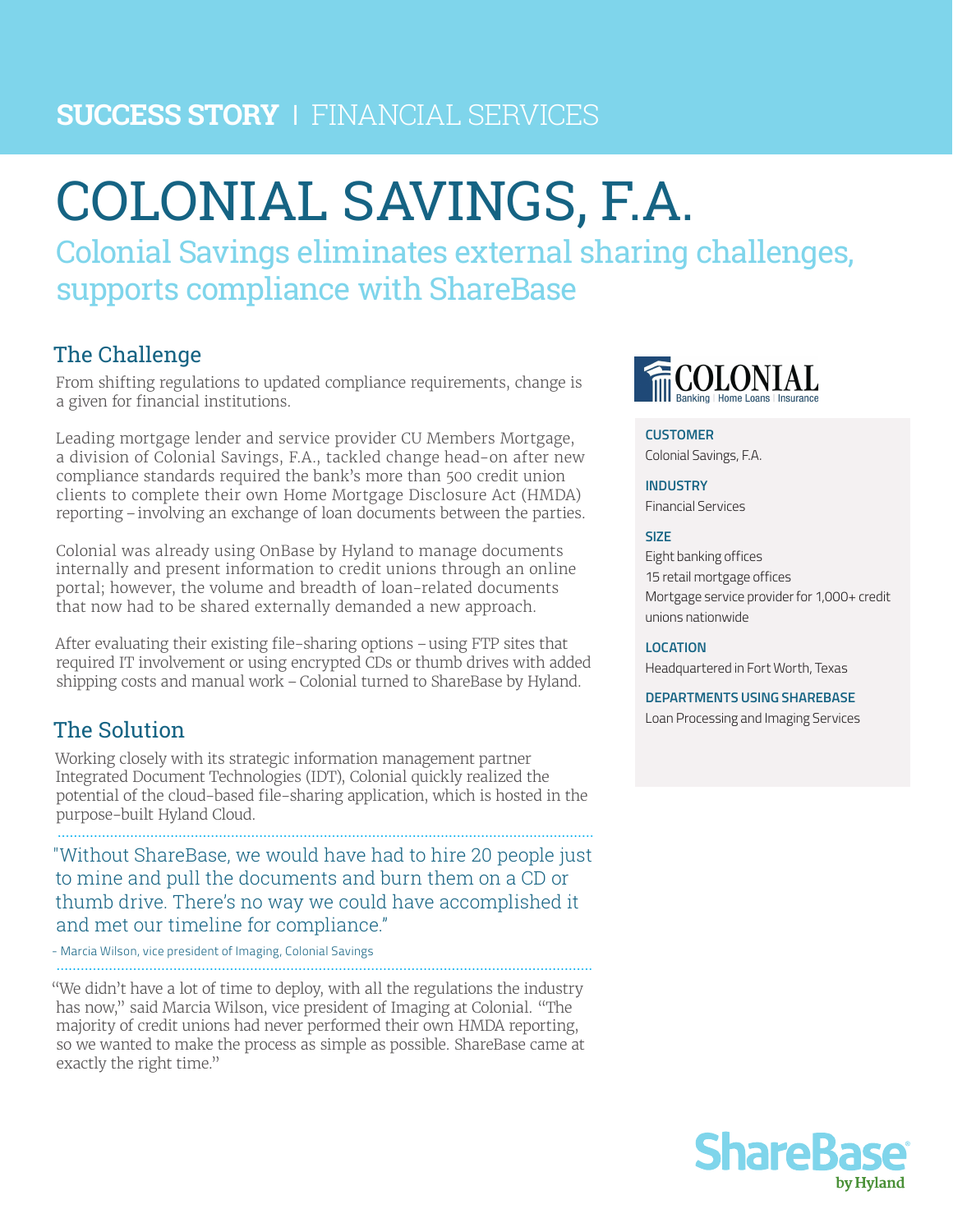**SUCCESS STORY** | FINANCIAL SERVICES

# COLONIAL SAVINGS, F.A.

## Colonial Savings eliminates external sharing challenges, supports compliance with ShareBase

### The Challenge

From shifting regulations to updated compliance requirements, change is a given for financial institutions.

Leading mortgage lender and service provider CU Members Mortgage, a division of Colonial Savings, F.A., tackled change head-on after new compliance standards required the bank's more than 500 credit union clients to complete their own Home Mortgage Disclosure Act (HMDA) reporting – involving an exchange of loan documents between the parties.

Colonial was already using OnBase by Hyland to manage documents internally and present information to credit unions through an online portal; however, the volume and breadth of loan-related documents that now had to be shared externally demanded a new approach.

After evaluating their existing file-sharing options – using FTP sites that required IT involvement or using encrypted CDs or thumb drives with added shipping costs and manual work – Colonial turned to ShareBase by Hyland.

### The Solution

Working closely with its strategic information management partner Integrated Document Technologies (IDT), Colonial quickly realized the potential of the cloud-based file-sharing application, which is hosted in the purpose-built Hyland Cloud.

> "Without ShareBase, we would have had to hire 20 people just to mine and pull the documents and burn them on a CD or thumb drive. There's no way we could have accomplished it and met our timeline for compliance."
>
> - Marcia Wilson, vice president of Imaging, Colonial Savings

"We didn't have a lot of time to deploy, with all the regulations the industry has now," said Marcia Wilson, vice president of Imaging at Colonial. "The majority of credit unions had never performed their own HMDA reporting, so we wanted to make the process as simple as possible. ShareBase came at exactly the right time."

COLONIAL — Banking | Home Loans | Insurance

**CUSTOMER**
Colonial Savings, F.A.

**INDUSTRY**
Financial Services

**SIZE**
Eight banking offices
15 retail mortgage offices
Mortgage service provider for 1,000+ credit unions nationwide

**LOCATION**
Headquartered in Fort Worth, Texas

**DEPARTMENTS USING SHAREBASE**
Loan Processing and Imaging Services

ShareBase by Hyland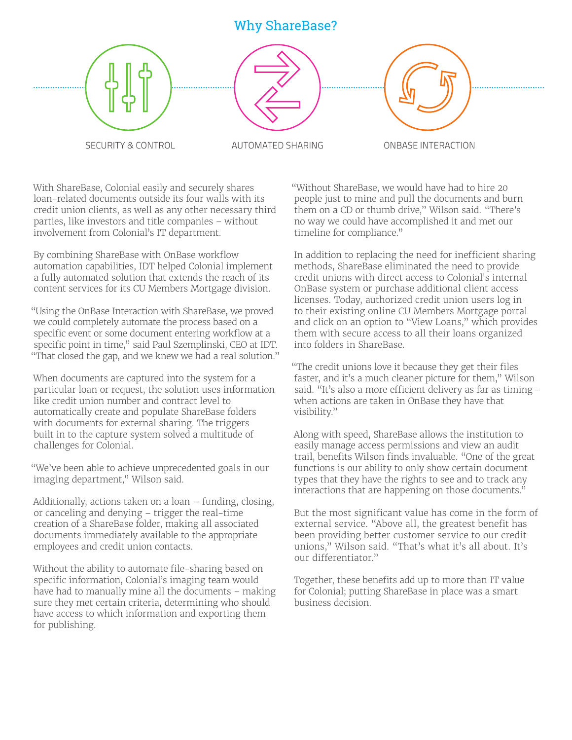## Why ShareBase?

SECURITY & CONTROL

AUTOMATED SHARING

ONBASE INTERACTION

With ShareBase, Colonial easily and securely shares loan-related documents outside its four walls with its credit union clients, as well as any other necessary third parties, like investors and title companies – without involvement from Colonial's IT department.

By combining ShareBase with OnBase workflow automation capabilities, IDT helped Colonial implement a fully automated solution that extends the reach of its content services for its CU Members Mortgage division.

"Using the OnBase Interaction with ShareBase, we proved we could completely automate the process based on a specific event or some document entering workflow at a specific point in time," said Paul Szemplinski, CEO at IDT. "That closed the gap, and we knew we had a real solution."

When documents are captured into the system for a particular loan or request, the solution uses information like credit union number and contract level to automatically create and populate ShareBase folders with documents for external sharing. The triggers built in to the capture system solved a multitude of challenges for Colonial.

"We've been able to achieve unprecedented goals in our imaging department," Wilson said.

Additionally, actions taken on a loan – funding, closing, or canceling and denying – trigger the real-time creation of a ShareBase folder, making all associated documents immediately available to the appropriate employees and credit union contacts.

Without the ability to automate file-sharing based on specific information, Colonial's imaging team would have had to manually mine all the documents – making sure they met certain criteria, determining who should have access to which information and exporting them for publishing.

"Without ShareBase, we would have had to hire 20 people just to mine and pull the documents and burn them on a CD or thumb drive," Wilson said. "There's no way we could have accomplished it and met our timeline for compliance."

In addition to replacing the need for inefficient sharing methods, ShareBase eliminated the need to provide credit unions with direct access to Colonial's internal OnBase system or purchase additional client access licenses. Today, authorized credit union users log in to their existing online CU Members Mortgage portal and click on an option to "View Loans," which provides them with secure access to all their loans organized into folders in ShareBase.

"The credit unions love it because they get their files faster, and it's a much cleaner picture for them," Wilson said. "It's also a more efficient delivery as far as timing – when actions are taken in OnBase they have that visibility."

Along with speed, ShareBase allows the institution to easily manage access permissions and view an audit trail, benefits Wilson finds invaluable. "One of the great functions is our ability to only show certain document types that they have the rights to see and to track any interactions that are happening on those documents."

But the most significant value has come in the form of external service. "Above all, the greatest benefit has been providing better customer service to our credit unions," Wilson said. "That's what it's all about. It's our differentiator."

Together, these benefits add up to more than IT value for Colonial; putting ShareBase in place was a smart business decision.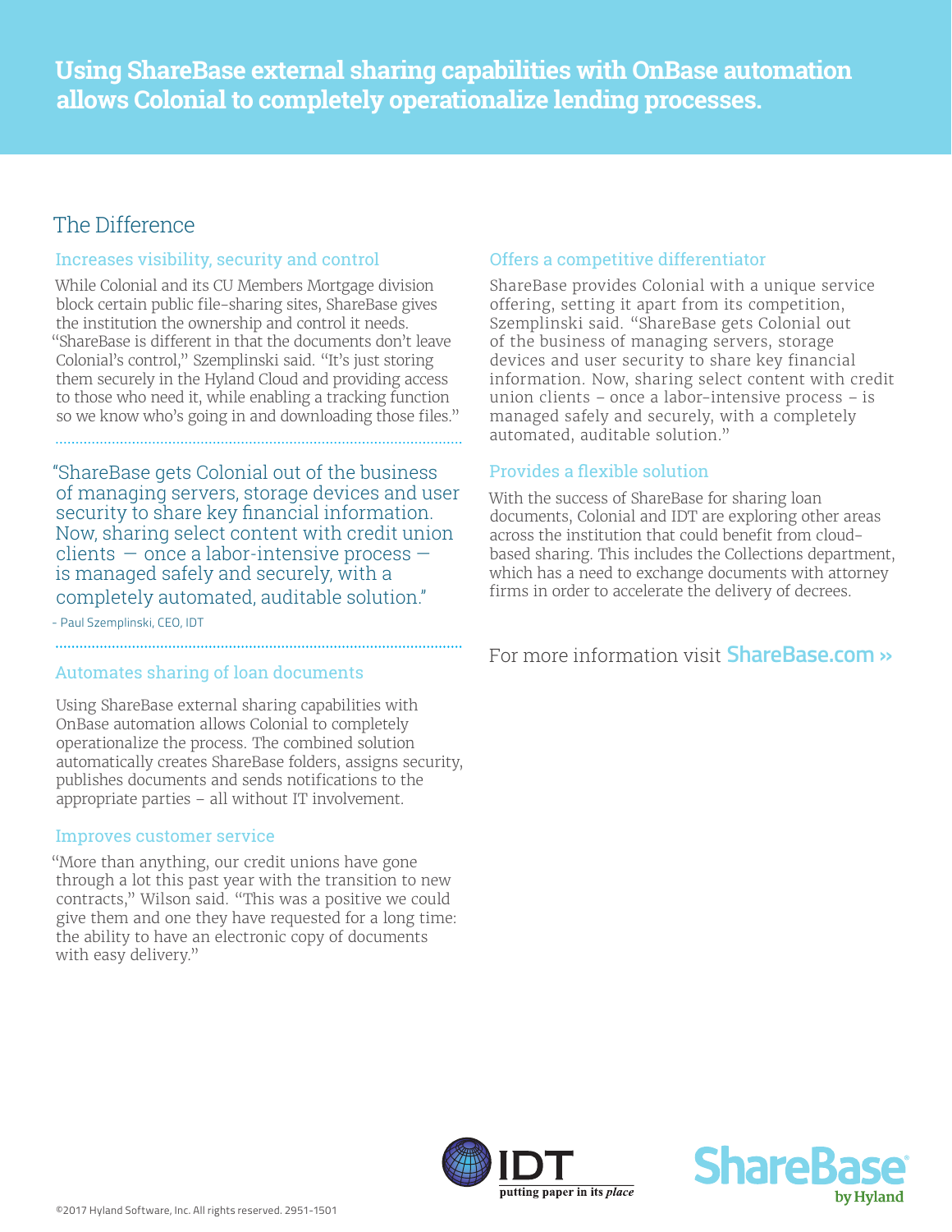**Using ShareBase external sharing capabilities with OnBase automation allows Colonial to completely operationalize lending processes.**

## The Difference

### Increases visibility, security and control

While Colonial and its CU Members Mortgage division block certain public file-sharing sites, ShareBase gives the institution the ownership and control it needs. "ShareBase is different in that the documents don't leave Colonial's control," Szemplinski said. "It's just storing them securely in the Hyland Cloud and providing access to those who need it, while enabling a tracking function so we know who's going in and downloading those files."

> "ShareBase gets Colonial out of the business of managing servers, storage devices and user security to share key financial information. Now, sharing select content with credit union clients — once a labor-intensive process — is managed safely and securely, with a completely automated, auditable solution."
>
> - Paul Szemplinski, CEO, IDT

### Automates sharing of loan documents

Using ShareBase external sharing capabilities with OnBase automation allows Colonial to completely operationalize the process. The combined solution automatically creates ShareBase folders, assigns security, publishes documents and sends notifications to the appropriate parties – all without IT involvement.

### Improves customer service

"More than anything, our credit unions have gone through a lot this past year with the transition to new contracts," Wilson said. "This was a positive we could give them and one they have requested for a long time: the ability to have an electronic copy of documents with easy delivery."

### Offers a competitive differentiator

ShareBase provides Colonial with a unique service offering, setting it apart from its competition, Szemplinski said. "ShareBase gets Colonial out of the business of managing servers, storage devices and user security to share key financial information. Now, sharing select content with credit union clients – once a labor-intensive process – is managed safely and securely, with a completely automated, auditable solution."

### Provides a flexible solution

With the success of ShareBase for sharing loan documents, Colonial and IDT are exploring other areas across the institution that could benefit from cloud-based sharing. This includes the Collections department, which has a need to exchange documents with attorney firms in order to accelerate the delivery of decrees.

For more information visit **ShareBase.com ››**

IDT putting paper in its *place*

ShareBase by Hyland

©2017 Hyland Software, Inc. All rights reserved. 2951-1501